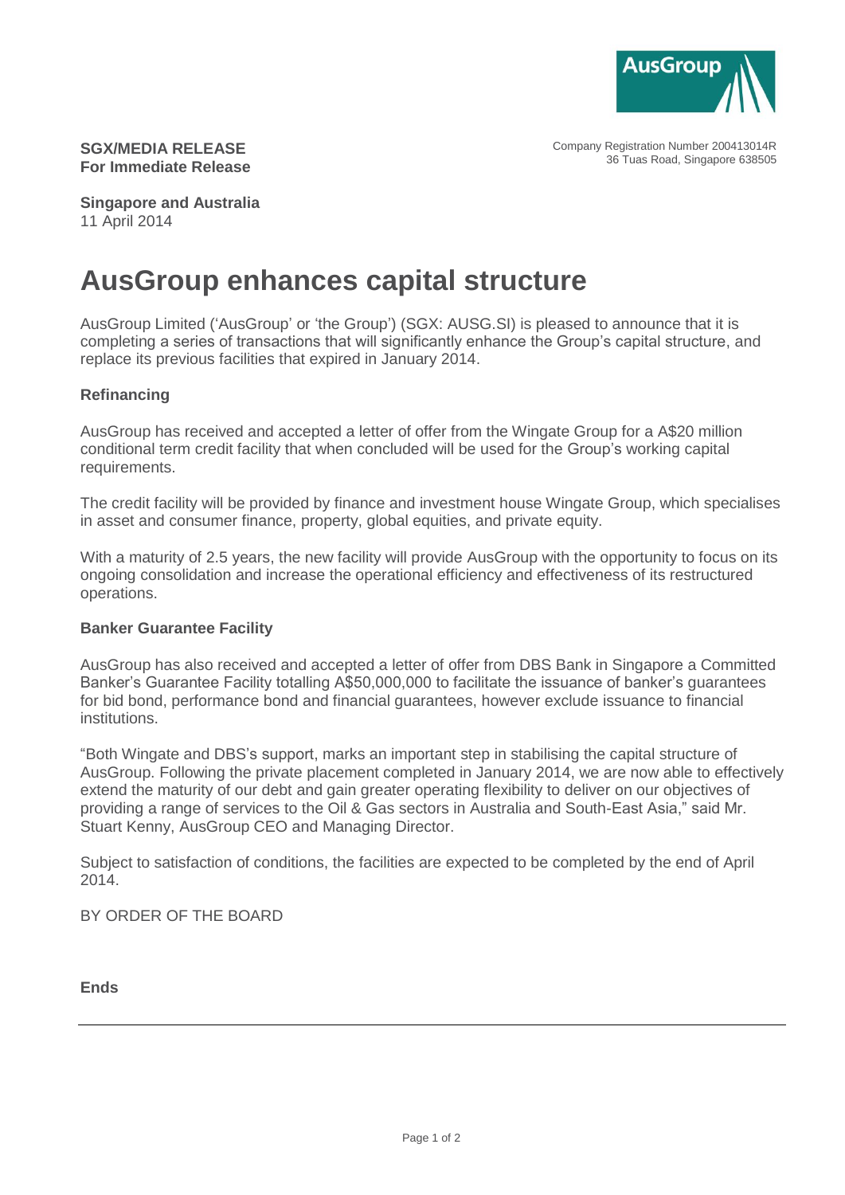**SGX/MEDIA RELEASE**
**For Immediate Release**

Company Registration Number 200413014R
36 Tuas Road, Singapore 638505

**Singapore and Australia**
11 April 2014

# AusGroup enhances capital structure

AusGroup Limited ('AusGroup' or 'the Group') (SGX: AUSG.SI) is pleased to announce that it is completing a series of transactions that will significantly enhance the Group's capital structure, and replace its previous facilities that expired in January 2014.

**Refinancing**

AusGroup has received and accepted a letter of offer from the Wingate Group for a A$20 million conditional term credit facility that when concluded will be used for the Group's working capital requirements.

The credit facility will be provided by finance and investment house Wingate Group, which specialises in asset and consumer finance, property, global equities, and private equity.

With a maturity of 2.5 years, the new facility will provide AusGroup with the opportunity to focus on its ongoing consolidation and increase the operational efficiency and effectiveness of its restructured operations.

**Banker Guarantee Facility**

AusGroup has also received and accepted a letter of offer from DBS Bank in Singapore a Committed Banker's Guarantee Facility totalling A$50,000,000 to facilitate the issuance of banker's guarantees for bid bond, performance bond and financial guarantees, however exclude issuance to financial institutions.

"Both Wingate and DBS's support, marks an important step in stabilising the capital structure of AusGroup. Following the private placement completed in January 2014, we are now able to effectively extend the maturity of our debt and gain greater operating flexibility to deliver on our objectives of providing a range of services to the Oil & Gas sectors in Australia and South-East Asia," said Mr. Stuart Kenny, AusGroup CEO and Managing Director.

Subject to satisfaction of conditions, the facilities are expected to be completed by the end of April 2014.

BY ORDER OF THE BOARD

**Ends**

---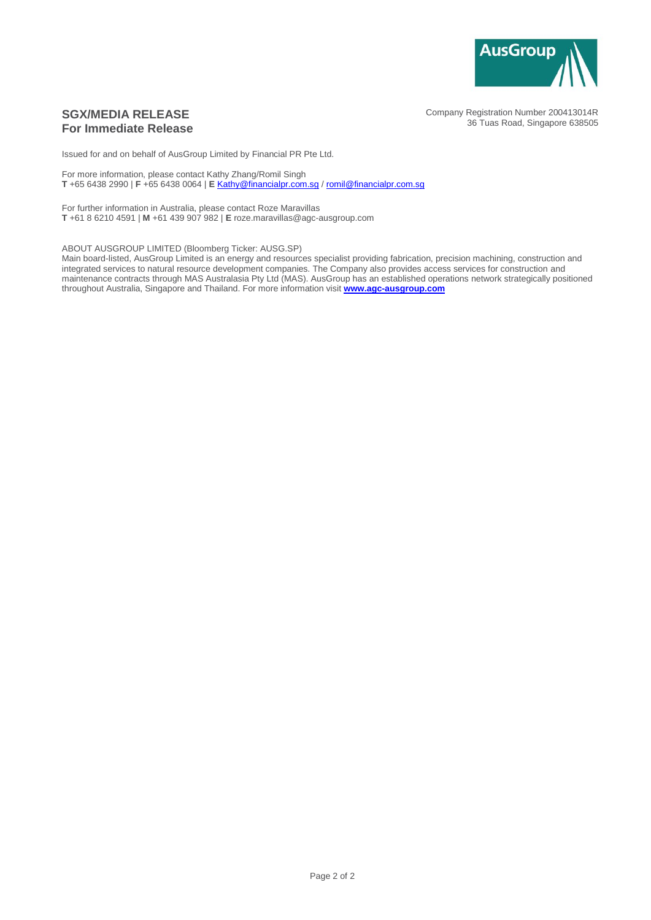**SGX/MEDIA RELEASE**
**For Immediate Release**

Company Registration Number 200413014R
36 Tuas Road, Singapore 638505

Issued for and on behalf of AusGroup Limited by Financial PR Pte Ltd.

For more information, please contact Kathy Zhang/Romil Singh
**T** +65 6438 2990 | **F** +65 6438 0064 | **E** Kathy@financialpr.com.sg / romil@financialpr.com.sg

For further information in Australia, please contact Roze Maravillas
**T** +61 8 6210 4591 | **M** +61 439 907 982 | **E** roze.maravillas@agc-ausgroup.com

ABOUT AUSGROUP LIMITED (Bloomberg Ticker: AUSG.SP)
Main board-listed, AusGroup Limited is an energy and resources specialist providing fabrication, precision machining, construction and integrated services to natural resource development companies. The Company also provides access services for construction and maintenance contracts through MAS Australasia Pty Ltd (MAS). AusGroup has an established operations network strategically positioned throughout Australia, Singapore and Thailand. For more information visit **www.agc-ausgroup.com**